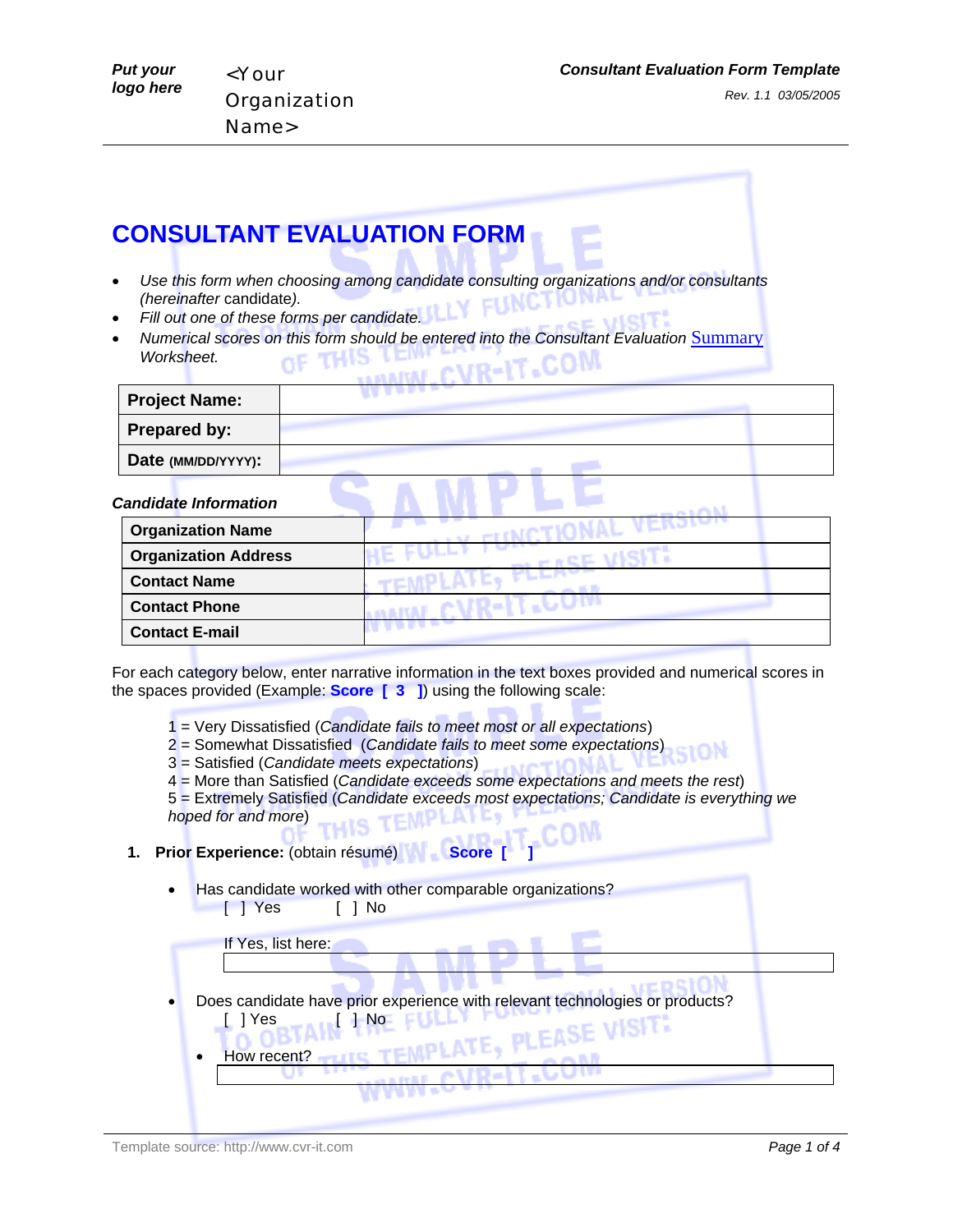Put your logo here

<Your Organization Name>

Consultant Evaluation Form Template

Rev. 1.1 03/05/2005

# CONSULTANT EVALUATION FORM

- *Use this form when choosing among candidate consulting organizations and/or consultants (hereinafter* candidate*).*
- *Fill out one of these forms per candidate.*
- *Numerical scores on this form should be entered into the Consultant Evaluation* Summary *Worksheet.*

| **Project Name:** | |
|---|---|
| **Prepared by:** | |
| **Date (MM/DD/YYYY):** | |

***Candidate Information***

| **Organization Name** | |
|---|---|
| **Organization Address** | |
| **Contact Name** | |
| **Contact Phone** | |
| **Contact E-mail** | |

For each category below, enter narrative information in the text boxes provided and numerical scores in the spaces provided (Example: **Score [ 3 ]**) using the following scale:

1 = Very Dissatisfied (*Candidate fails to meet most or all expectations*)
2 = Somewhat Dissatisfied (*Candidate fails to meet some expectations*)
3 = Satisfied (*Candidate meets expectations*)
4 = More than Satisfied (*Candidate exceeds some expectations and meets the rest*)
5 = Extremely Satisfied (*Candidate exceeds most expectations; Candidate is everything we hoped for and more*)

1. **Prior Experience:** (obtain résumé) **Score [ ]**

   - Has candidate worked with other comparable organizations?
     [ ] Yes [ ] No

     If Yes, list here:

   - Does candidate have prior experience with relevant technologies or products?
     [ ] Yes [ ] No
     - How recent?

Template source: http://www.cvr-it.com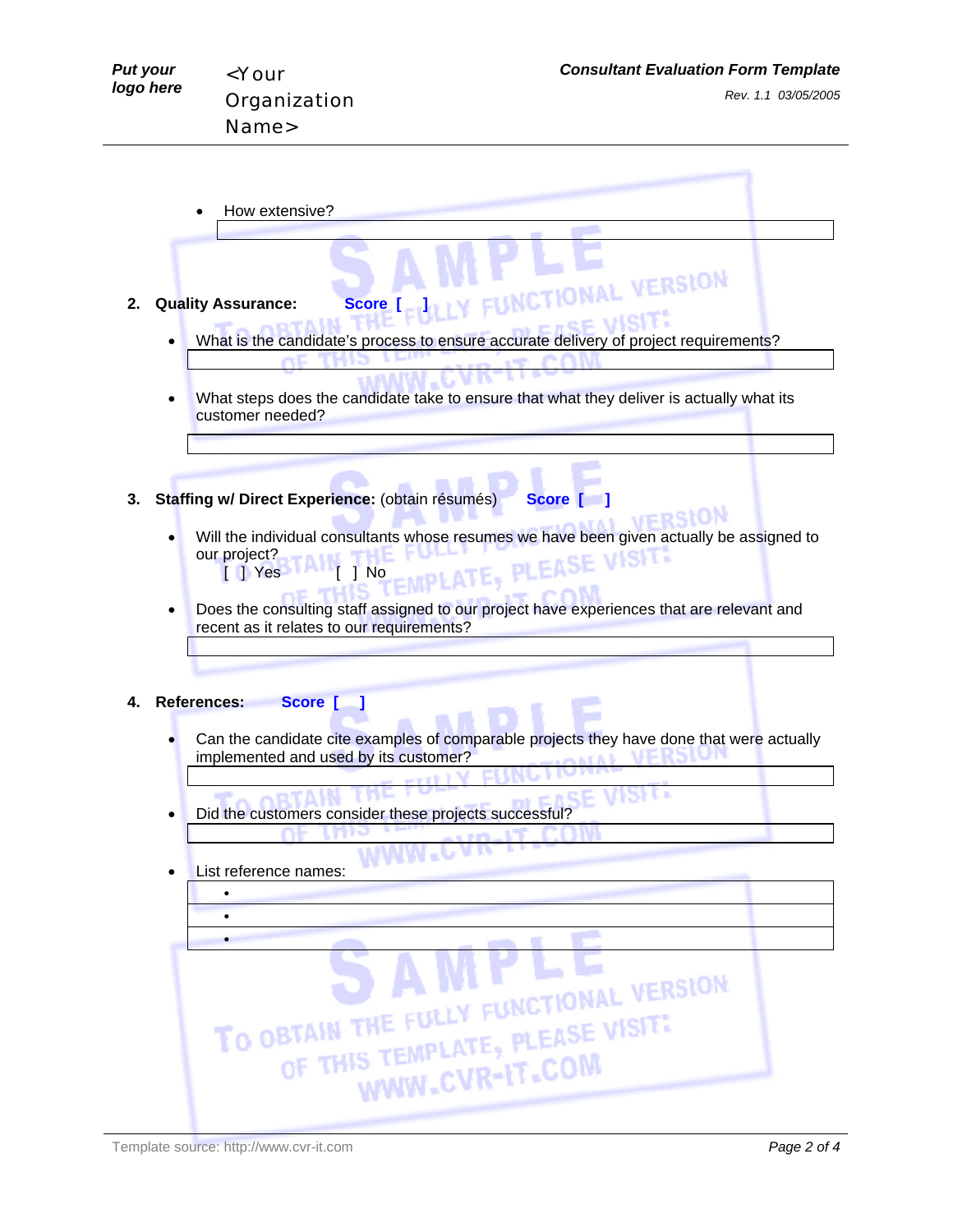- How extensive?

| |
|---|
| |

**2. Quality Assurance:** **Score [ ]**

- What is the candidate's process to ensure accurate delivery of project requirements?

| |
|---|
| |

- What steps does the candidate take to ensure that what they deliver is actually what its customer needed?

| |
|---|
| |

**3. Staffing w/ Direct Experience:** (obtain résumés) **Score [ ]**

- Will the individual consultants whose resumes we have been given actually be assigned to our project?
  [ ] Yes [ ] No

- Does the consulting staff assigned to our project have experiences that are relevant and recent as it relates to our requirements?

| |
|---|
| |

**4. References:** **Score [ ]**

- Can the candidate cite examples of comparable projects they have done that were actually implemented and used by its customer?

| |
|---|
| |

- Did the customers consider these projects successful?

| |
|---|
| |

- List reference names:

| |
|---|
| • |
| • |
| • |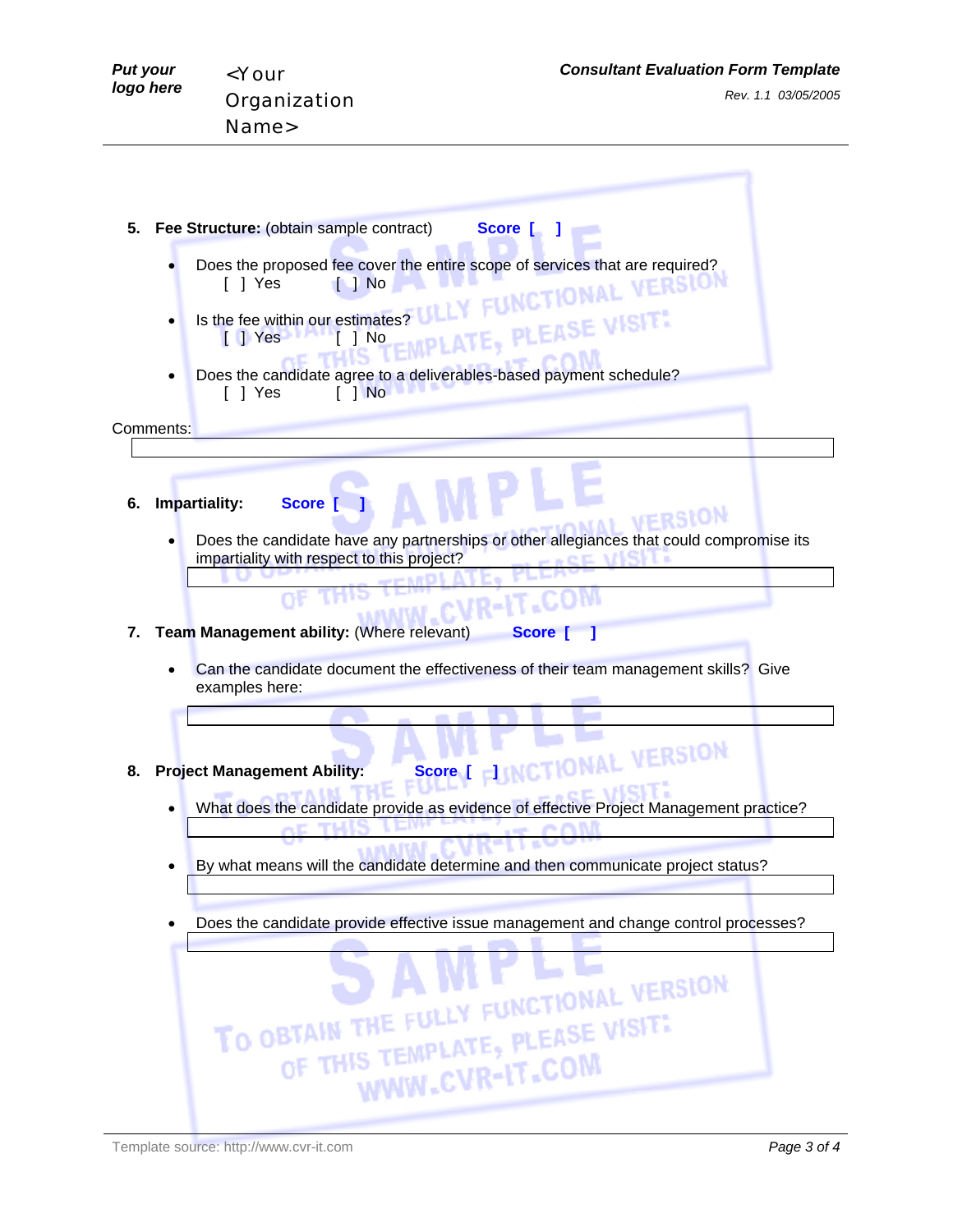**5. Fee Structure:** (obtain sample contract) **Score [ ]**

- Does the proposed fee cover the entire scope of services that are required?
  [ ] Yes [ ] No
- Is the fee within our estimates?
  [ ] Yes [ ] No
- Does the candidate agree to a deliverables-based payment schedule?
  [ ] Yes [ ] No

Comments:

**6. Impartiality:** **Score [ ]**

- Does the candidate have any partnerships or other allegiances that could compromise its impartiality with respect to this project?

**7. Team Management ability:** (Where relevant) **Score [ ]**

- Can the candidate document the effectiveness of their team management skills? Give examples here:

**8. Project Management Ability:** **Score [ ]**

- What does the candidate provide as evidence of effective Project Management practice?
- By what means will the candidate determine and then communicate project status?
- Does the candidate provide effective issue management and change control processes?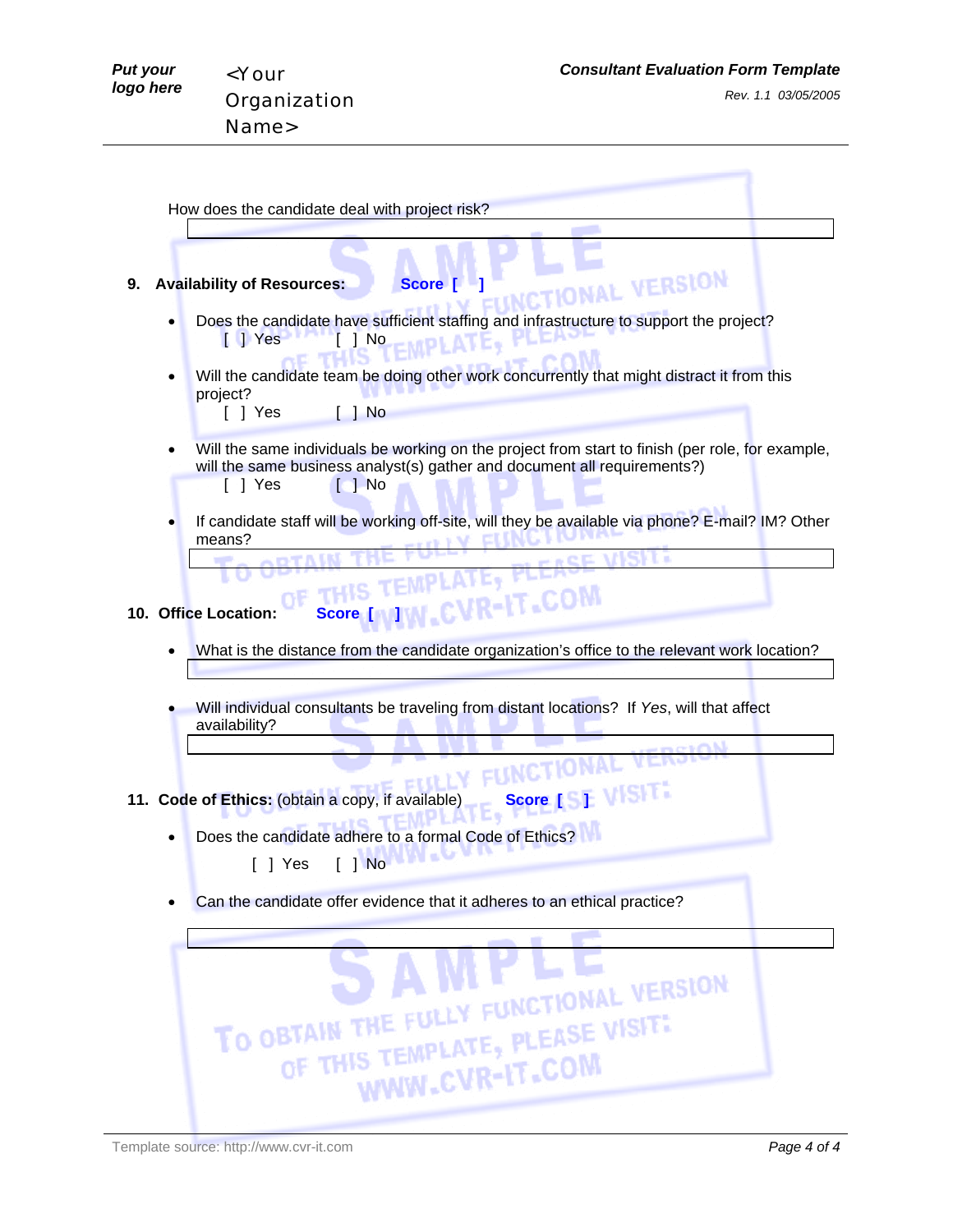How does the candidate deal with project risk?

**9. Availability of Resources:** **Score [ ]**

- Does the candidate have sufficient staffing and infrastructure to support the project?
  [ ] Yes  [ ] No
- Will the candidate team be doing other work concurrently that might distract it from this project?
  [ ] Yes  [ ] No
- Will the same individuals be working on the project from start to finish (per role, for example, will the same business analyst(s) gather and document all requirements?)
  [ ] Yes  [ ] No
- If candidate staff will be working off-site, will they be available via phone? E-mail? IM? Other means?

**10. Office Location:** **Score [ ]**

- What is the distance from the candidate organization's office to the relevant work location?
- Will individual consultants be traveling from distant locations? If *Yes*, will that affect availability?

**11. Code of Ethics:** (obtain a copy, if available) **Score [ ]**

- Does the candidate adhere to a formal Code of Ethics?
  [ ] Yes  [ ] No
- Can the candidate offer evidence that it adheres to an ethical practice?